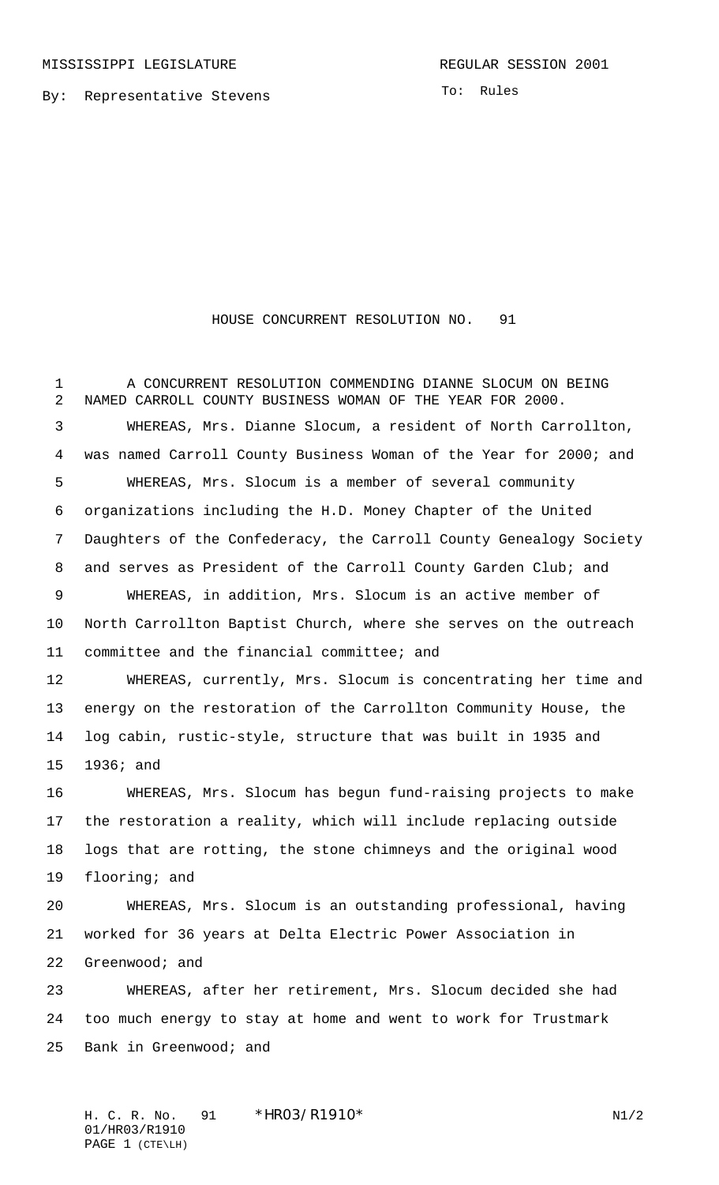MISSISSIPPI LEGISLATURE

REGULAR SESSION 2001

By: Representative Stevens

To: Rules

# HOUSE CONCURRENT RESOLUTION NO. 91

A CONCURRENT RESOLUTION COMMENDING DIANNE SLOCUM ON BEING NAMED CARROLL COUNTY BUSINESS WOMAN OF THE YEAR FOR 2000.

WHEREAS, Mrs. Dianne Slocum, a resident of North Carrollton, was named Carroll County Business Woman of the Year for 2000; and

WHEREAS, Mrs. Slocum is a member of several community organizations including the H.D. Money Chapter of the United Daughters of the Confederacy, the Carroll County Genealogy Society and serves as President of the Carroll County Garden Club; and

WHEREAS, in addition, Mrs. Slocum is an active member of North Carrollton Baptist Church, where she serves on the outreach committee and the financial committee; and

WHEREAS, currently, Mrs. Slocum is concentrating her time and energy on the restoration of the Carrollton Community House, the log cabin, rustic-style, structure that was built in 1935 and 1936; and

WHEREAS, Mrs. Slocum has begun fund-raising projects to make the restoration a reality, which will include replacing outside logs that are rotting, the stone chimneys and the original wood flooring; and

WHEREAS, Mrs. Slocum is an outstanding professional, having worked for 36 years at Delta Electric Power Association in Greenwood; and

WHEREAS, after her retirement, Mrs. Slocum decided she had too much energy to stay at home and went to work for Trustmark Bank in Greenwood; and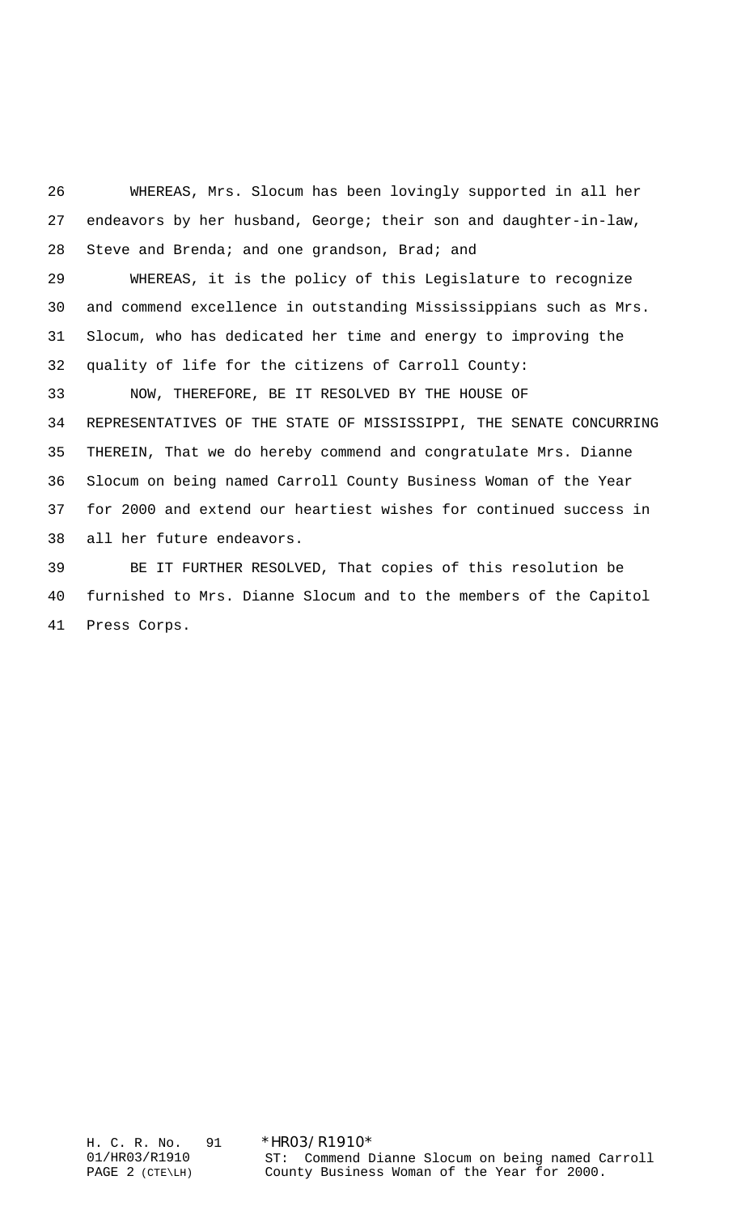WHEREAS, Mrs. Slocum has been lovingly supported in all her endeavors by her husband, George; their son and daughter-in-law, Steve and Brenda; and one grandson, Brad; and

WHEREAS, it is the policy of this Legislature to recognize and commend excellence in outstanding Mississippians such as Mrs. Slocum, who has dedicated her time and energy to improving the quality of life for the citizens of Carroll County:

NOW, THEREFORE, BE IT RESOLVED BY THE HOUSE OF REPRESENTATIVES OF THE STATE OF MISSISSIPPI, THE SENATE CONCURRING THEREIN, That we do hereby commend and congratulate Mrs. Dianne Slocum on being named Carroll County Business Woman of the Year for 2000 and extend our heartiest wishes for continued success in all her future endeavors.

BE IT FURTHER RESOLVED, That copies of this resolution be furnished to Mrs. Dianne Slocum and to the members of the Capitol Press Corps.